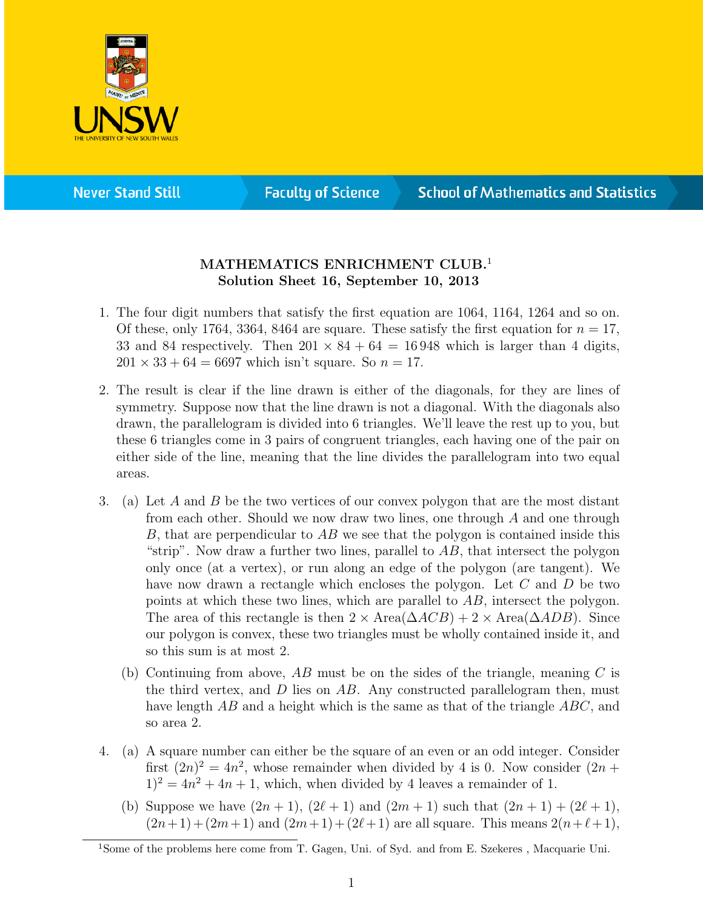# MATHEMATICS ENRICHMENT CLUB.[1]
## Solution Sheet 16, September 10, 2013

1. The four digit numbers that satisfy the first equation are 1064, 1164, 1264 and so on. Of these, only 1764, 3364, 8464 are square. These satisfy the first equation for $n = 17$, 33 and 84 respectively. Then $201 \times 84 + 64 = 16\,948$ which is larger than 4 digits, $201 \times 33 + 64 = 6697$ which isn't square. So $n = 17$.

2. The result is clear if the line drawn is either of the diagonals, for they are lines of symmetry. Suppose now that the line drawn is not a diagonal. With the diagonals also drawn, the parallelogram is divided into 6 triangles. We'll leave the rest up to you, but these 6 triangles come in 3 pairs of congruent triangles, each having one of the pair on either side of the line, meaning that the line divides the parallelogram into two equal areas.

3. (a) Let $A$ and $B$ be the two vertices of our convex polygon that are the most distant from each other. Should we now draw two lines, one through $A$ and one through $B$, that are perpendicular to $AB$ we see that the polygon is contained inside this "strip". Now draw a further two lines, parallel to $AB$, that intersect the polygon only once (at a vertex), or run along an edge of the polygon (are tangent). We have now drawn a rectangle which encloses the polygon. Let $C$ and $D$ be two points at which these two lines, which are parallel to $AB$, intersect the polygon. The area of this rectangle is then $2 \times \text{Area}(\Delta ACB) + 2 \times \text{Area}(\Delta ADB)$. Since our polygon is convex, these two triangles must be wholly contained inside it, and so this sum is at most 2.

   (b) Continuing from above, $AB$ must be on the sides of the triangle, meaning $C$ is the third vertex, and $D$ lies on $AB$. Any constructed parallelogram then, must have length $AB$ and a height which is the same as that of the triangle $ABC$, and so area 2.

4. (a) A square number can either be the square of an even or an odd integer. Consider first $(2n)^2 = 4n^2$, whose remainder when divided by 4 is 0. Now consider $(2n + 1)^2 = 4n^2 + 4n + 1$, which, when divided by 4 leaves a remainder of 1.

   (b) Suppose we have $(2n + 1)$, $(2\ell + 1)$ and $(2m + 1)$ such that $(2n + 1) + (2\ell + 1)$, $(2n+1)+(2m+1)$ and $(2m+1)+(2\ell+1)$ are all square. This means $2(n+\ell+1)$,

[1] Some of the problems here come from T. Gagen, Uni. of Syd. and from E. Szekeres , Macquarie Uni.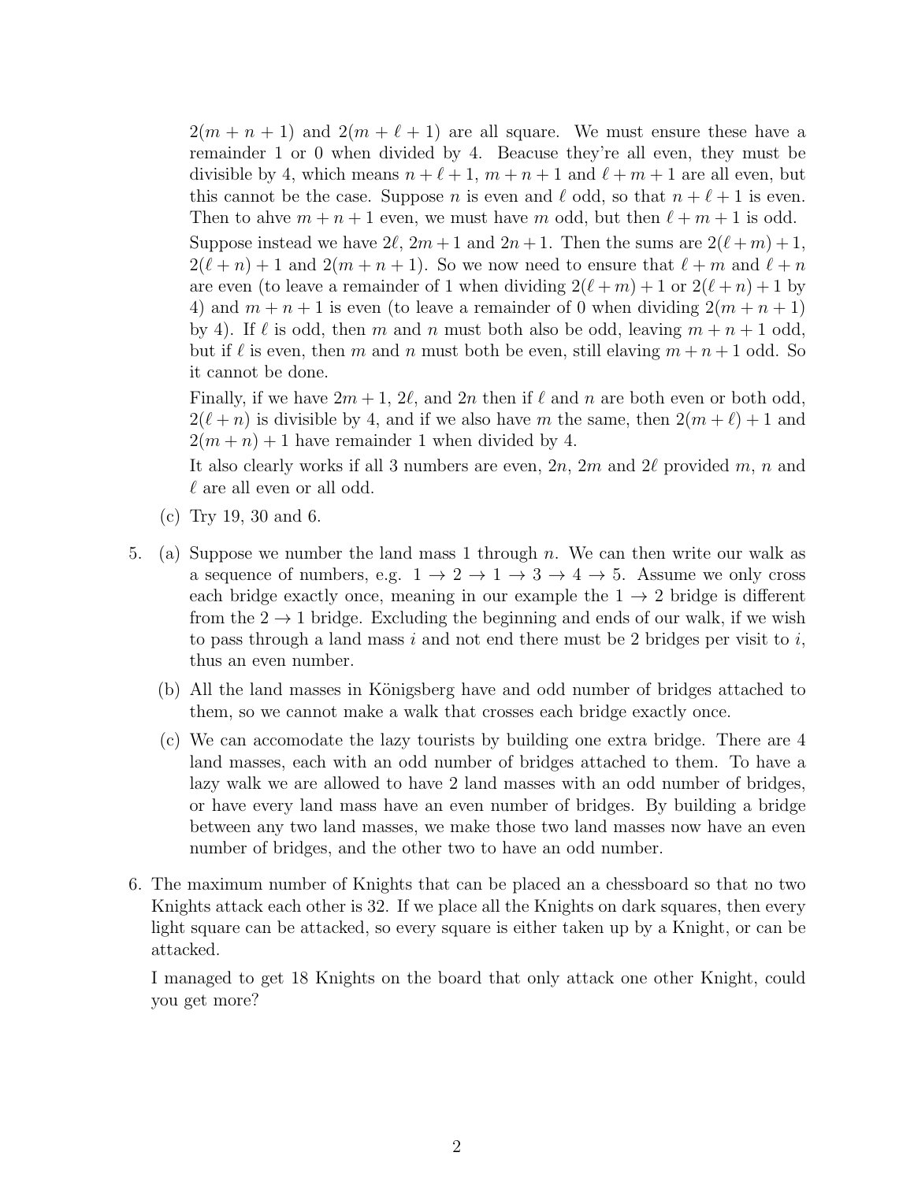$2(m+n+1)$ and $2(m+\ell+1)$ are all square. We must ensure these have a remainder 1 or 0 when divided by 4. Beacuse they're all even, they must be divisible by 4, which means $n+\ell+1$, $m+n+1$ and $\ell+m+1$ are all even, but this cannot be the case. Suppose $n$ is even and $\ell$ odd, so that $n+\ell+1$ is even. Then to ahve $m+n+1$ even, we must have $m$ odd, but then $\ell+m+1$ is odd.

Suppose instead we have $2\ell$, $2m+1$ and $2n+1$. Then the sums are $2(\ell+m)+1$, $2(\ell+n)+1$ and $2(m+n+1)$. So we now need to ensure that $\ell+m$ and $\ell+n$ are even (to leave a remainder of 1 when dividing $2(\ell+m)+1$ or $2(\ell+n)+1$ by 4) and $m+n+1$ is even (to leave a remainder of 0 when dividing $2(m+n+1)$ by 4). If $\ell$ is odd, then $m$ and $n$ must both also be odd, leaving $m+n+1$ odd, but if $\ell$ is even, then $m$ and $n$ must both be even, still elaving $m+n+1$ odd. So it cannot be done.

Finally, if we have $2m+1$, $2\ell$, and $2n$ then if $\ell$ and $n$ are both even or both odd, $2(\ell+n)$ is divisible by 4, and if we also have $m$ the same, then $2(m+\ell)+1$ and $2(m+n)+1$ have remainder 1 when divided by 4.

It also clearly works if all 3 numbers are even, $2n$, $2m$ and $2\ell$ provided $m$, $n$ and $\ell$ are all even or all odd.

(c) Try 19, 30 and 6.

5. (a) Suppose we number the land mass 1 through $n$. We can then write our walk as a sequence of numbers, e.g. $1 \to 2 \to 1 \to 3 \to 4 \to 5$. Assume we only cross each bridge exactly once, meaning in our example the $1 \to 2$ bridge is different from the $2 \to 1$ bridge. Excluding the beginning and ends of our walk, if we wish to pass through a land mass $i$ and not end there must be 2 bridges per visit to $i$, thus an even number.

   (b) All the land masses in Königsberg have and odd number of bridges attached to them, so we cannot make a walk that crosses each bridge exactly once.

   (c) We can accomodate the lazy tourists by building one extra bridge. There are 4 land masses, each with an odd number of bridges attached to them. To have a lazy walk we are allowed to have 2 land masses with an odd number of bridges, or have every land mass have an even number of bridges. By building a bridge between any two land masses, we make those two land masses now have an even number of bridges, and the other two to have an odd number.

6. The maximum number of Knights that can be placed an a chessboard so that no two Knights attack each other is 32. If we place all the Knights on dark squares, then every light square can be attacked, so every square is either taken up by a Knight, or can be attacked.

   I managed to get 18 Knights on the board that only attack one other Knight, could you get more?